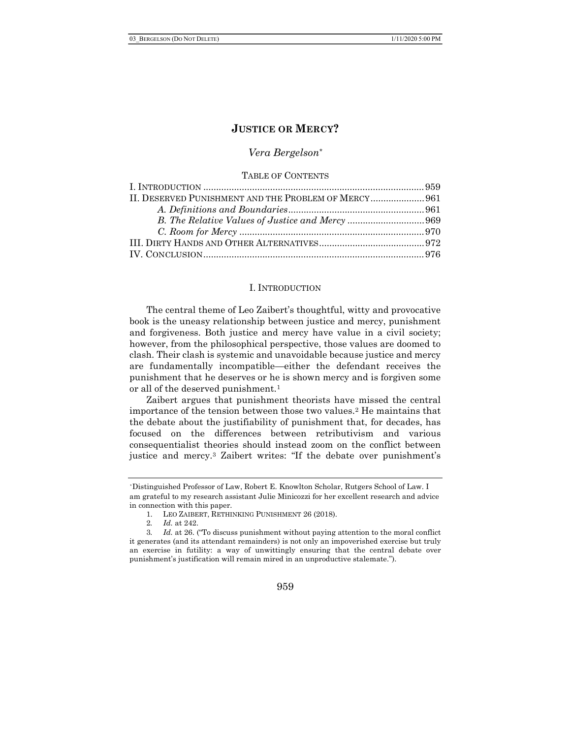# JUSTICE OR MERCY?

*Vera Bergelson*[*]

TABLE OF CONTENTS

I. INTRODUCTION .................................................................................. 959
II. DESERVED PUNISHMENT AND THE PROBLEM OF MERCY ..................... 961
*A. Definitions and Boundaries* ..................................................... 961
*B. The Relative Values of Justice and Mercy* .............................. 969
*C. Room for Mercy* ........................................................................ 970
III. DIRTY HANDS AND OTHER ALTERNATIVES ......................................... 972
IV. CONCLUSION ..................................................................................... 976

## I. INTRODUCTION

The central theme of Leo Zaibert's thoughtful, witty and provocative book is the uneasy relationship between justice and mercy, punishment and forgiveness. Both justice and mercy have value in a civil society; however, from the philosophical perspective, those values are doomed to clash. Their clash is systemic and unavoidable because justice and mercy are fundamentally incompatible—either the defendant receives the punishment that he deserves or he is shown mercy and is forgiven some or all of the deserved punishment.[1]

Zaibert argues that punishment theorists have missed the central importance of the tension between those two values.[2] He maintains that the debate about the justifiability of punishment that, for decades, has focused on the differences between retributivism and various consequentialist theories should instead zoom on the conflict between justice and mercy.[3] Zaibert writes: "If the debate over punishment's

---

[*] Distinguished Professor of Law, Robert E. Knowlton Scholar, Rutgers School of Law. I am grateful to my research assistant Julie Minicozzi for her excellent research and advice in connection with this paper.

1. LEO ZAIBERT, RETHINKING PUNISHMENT 26 (2018).

2. *Id.* at 242.

3. *Id.* at 26. ("To discuss punishment without paying attention to the moral conflict it generates (and its attendant remainders) is not only an impoverished exercise but truly an exercise in futility: a way of unwittingly ensuring that the central debate over punishment's justification will remain mired in an unproductive stalemate.").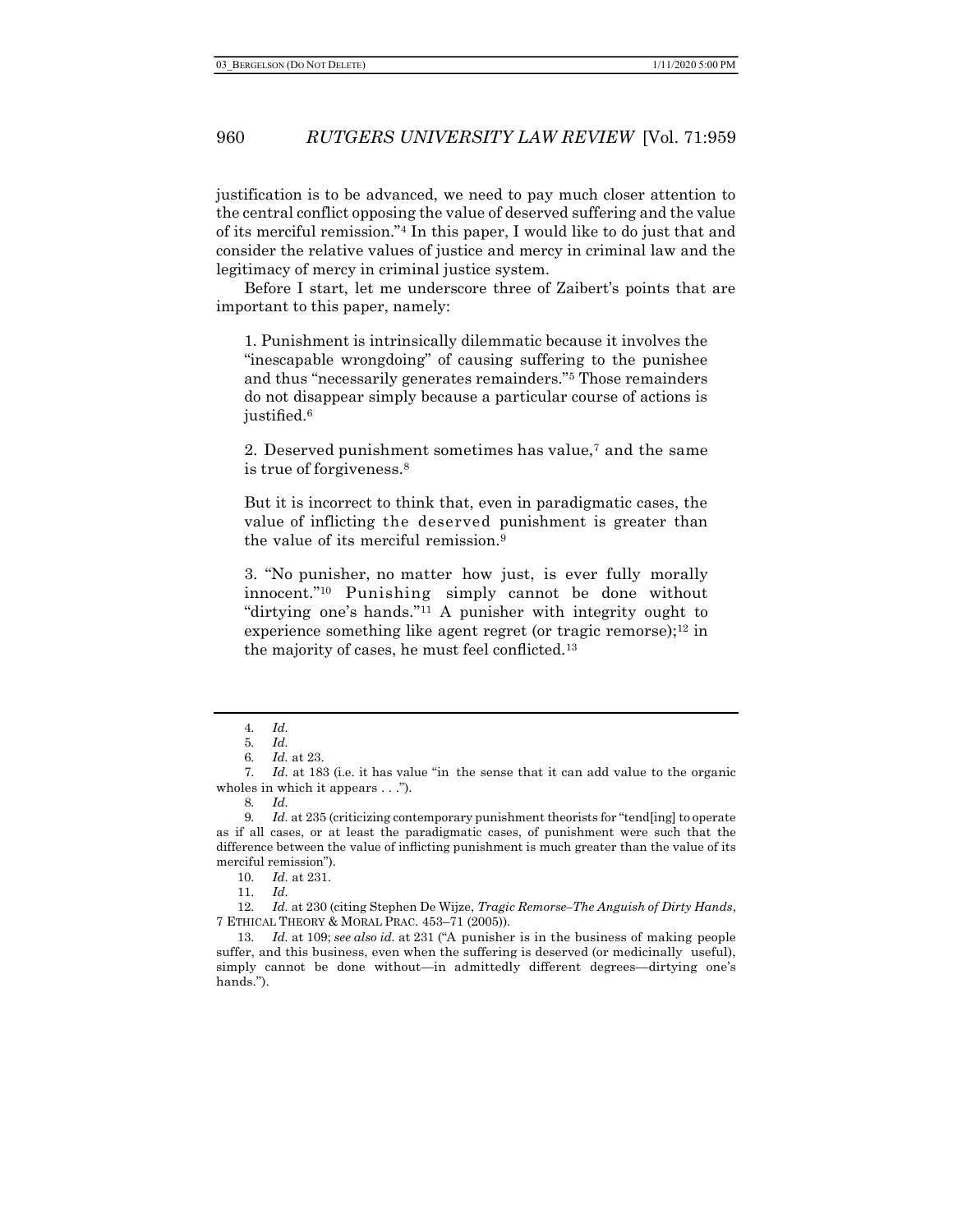justification is to be advanced, we need to pay much closer attention to the central conflict opposing the value of deserved suffering and the value of its merciful remission."[4] In this paper, I would like to do just that and consider the relative values of justice and mercy in criminal law and the legitimacy of mercy in criminal justice system.

Before I start, let me underscore three of Zaibert's points that are important to this paper, namely:

> 1. Punishment is intrinsically dilemmatic because it involves the "inescapable wrongdoing" of causing suffering to the punishee and thus "necessarily generates remainders."[5] Those remainders do not disappear simply because a particular course of actions is justified.[6]
>
> 2. Deserved punishment sometimes has value,[7] and the same is true of forgiveness.[8]
>
> But it is incorrect to think that, even in paradigmatic cases, the value of inflicting the deserved punishment is greater than the value of its merciful remission.[9]
>
> 3. "No punisher, no matter how just, is ever fully morally innocent."[10] Punishing simply cannot be done without "dirtying one's hands."[11] A punisher with integrity ought to experience something like agent regret (or tragic remorse);[12] in the majority of cases, he must feel conflicted.[13]

---

4. *Id.*

5. *Id.*

6. *Id.* at 23.

7. *Id.* at 183 (i.e. it has value "in the sense that it can add value to the organic wholes in which it appears . . .").

8. *Id.*

9. *Id.* at 235 (criticizing contemporary punishment theorists for "tend[ing] to operate as if all cases, or at least the paradigmatic cases, of punishment were such that the difference between the value of inflicting punishment is much greater than the value of its merciful remission").

10. *Id.* at 231.

11. *Id.*

12. *Id.* at 230 (citing Stephen De Wijze, *Tragic Remorse–The Anguish of Dirty Hands*, 7 ETHICAL THEORY & MORAL PRAC. 453–71 (2005)).

13. *Id.* at 109; *see also id.* at 231 ("A punisher is in the business of making people suffer, and this business, even when the suffering is deserved (or medicinally useful), simply cannot be done without—in admittedly different degrees—dirtying one's hands.").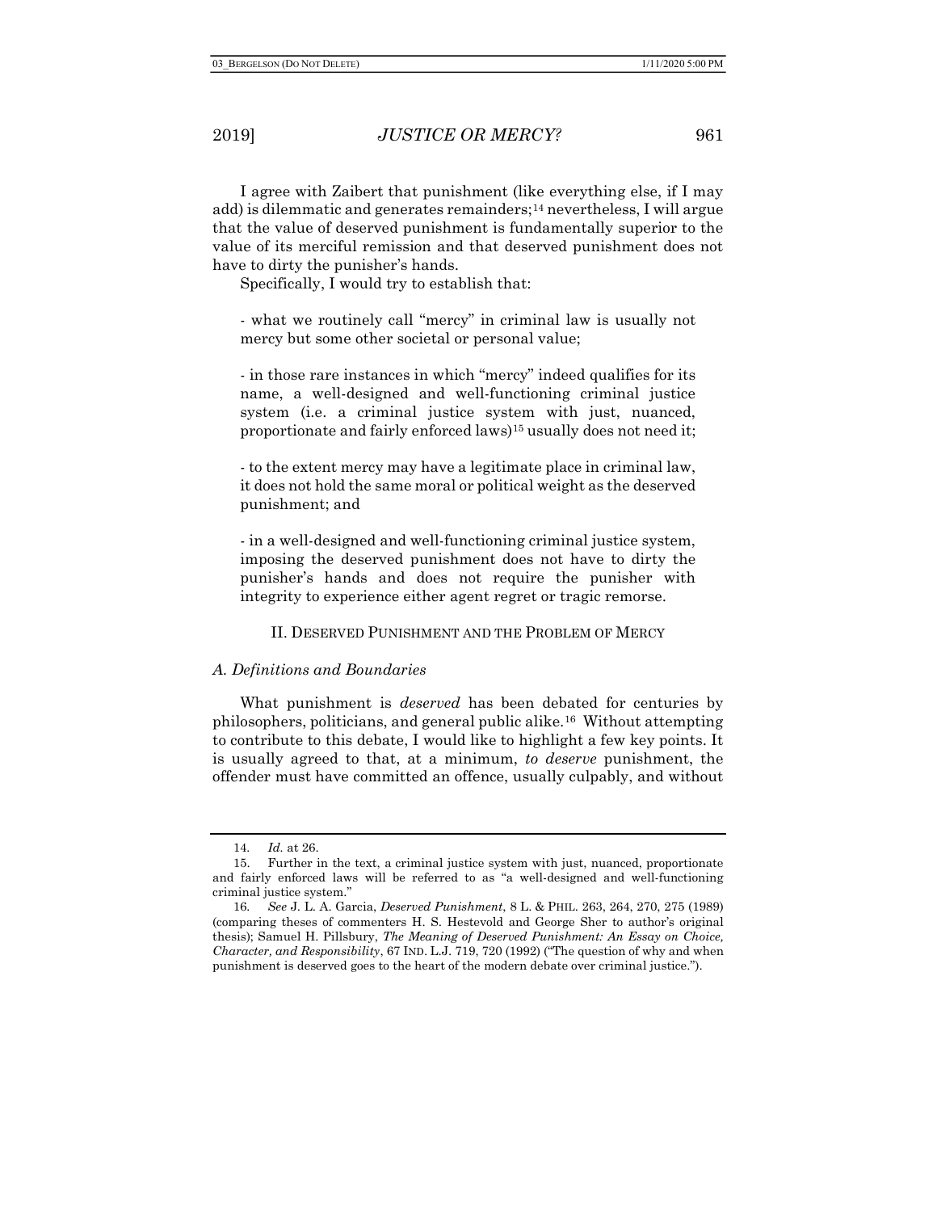I agree with Zaibert that punishment (like everything else, if I may add) is dilemmatic and generates remainders;[14] nevertheless, I will argue that the value of deserved punishment is fundamentally superior to the value of its merciful remission and that deserved punishment does not have to dirty the punisher's hands.

Specifically, I would try to establish that:

- what we routinely call "mercy" in criminal law is usually not mercy but some other societal or personal value;

- in those rare instances in which "mercy" indeed qualifies for its name, a well-designed and well-functioning criminal justice system (i.e. a criminal justice system with just, nuanced, proportionate and fairly enforced laws)[15] usually does not need it;

- to the extent mercy may have a legitimate place in criminal law, it does not hold the same moral or political weight as the deserved punishment; and

- in a well-designed and well-functioning criminal justice system, imposing the deserved punishment does not have to dirty the punisher's hands and does not require the punisher with integrity to experience either agent regret or tragic remorse.

## II. DESERVED PUNISHMENT AND THE PROBLEM OF MERCY

### *A. Definitions and Boundaries*

What punishment is *deserved* has been debated for centuries by philosophers, politicians, and general public alike.[16] Without attempting to contribute to this debate, I would like to highlight a few key points. It is usually agreed to that, at a minimum, *to deserve* punishment, the offender must have committed an offence, usually culpably, and without

---

14. *Id.* at 26.

15. Further in the text, a criminal justice system with just, nuanced, proportionate and fairly enforced laws will be referred to as "a well-designed and well-functioning criminal justice system."

16. *See* J. L. A. Garcia, *Deserved Punishment*, 8 L. & PHIL. 263, 264, 270, 275 (1989) (comparing theses of commenters H. S. Hestevold and George Sher to author's original thesis); Samuel H. Pillsbury, *The Meaning of Deserved Punishment: An Essay on Choice, Character, and Responsibility*, 67 IND. L.J. 719, 720 (1992) ("The question of why and when punishment is deserved goes to the heart of the modern debate over criminal justice.").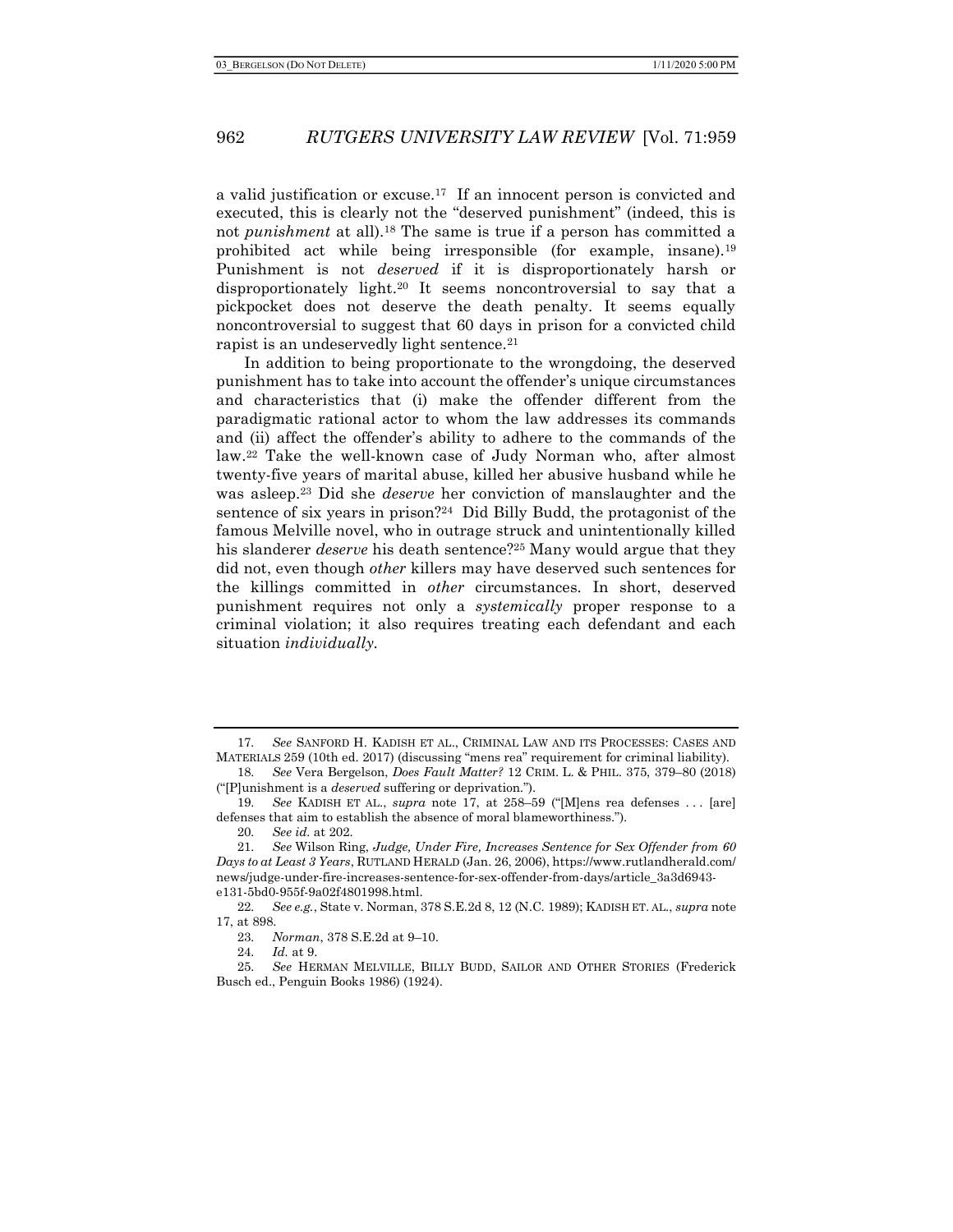a valid justification or excuse.[17] If an innocent person is convicted and executed, this is clearly not the "deserved punishment" (indeed, this is not *punishment* at all).[18] The same is true if a person has committed a prohibited act while being irresponsible (for example, insane).[19] Punishment is not *deserved* if it is disproportionately harsh or disproportionately light.[20] It seems noncontroversial to say that a pickpocket does not deserve the death penalty. It seems equally noncontroversial to suggest that 60 days in prison for a convicted child rapist is an undeservedly light sentence.[21]

In addition to being proportionate to the wrongdoing, the deserved punishment has to take into account the offender's unique circumstances and characteristics that (i) make the offender different from the paradigmatic rational actor to whom the law addresses its commands and (ii) affect the offender's ability to adhere to the commands of the law.[22] Take the well-known case of Judy Norman who, after almost twenty-five years of marital abuse, killed her abusive husband while he was asleep.[23] Did she *deserve* her conviction of manslaughter and the sentence of six years in prison?[24] Did Billy Budd, the protagonist of the famous Melville novel, who in outrage struck and unintentionally killed his slanderer *deserve* his death sentence?[25] Many would argue that they did not, even though *other* killers may have deserved such sentences for the killings committed in *other* circumstances. In short, deserved punishment requires not only a *systemically* proper response to a criminal violation; it also requires treating each defendant and each situation *individually*.

---

17. *See* SANFORD H. KADISH ET AL., CRIMINAL LAW AND ITS PROCESSES: CASES AND MATERIALS 259 (10th ed. 2017) (discussing "mens rea" requirement for criminal liability).

18. *See* Vera Bergelson, *Does Fault Matter?* 12 CRIM. L. & PHIL. 375, 379–80 (2018) ("[P]unishment is a *deserved* suffering or deprivation.").

19. *See* KADISH ET AL., *supra* note 17, at 258–59 ("[M]ens rea defenses . . . [are] defenses that aim to establish the absence of moral blameworthiness.").

20. *See id.* at 202.

21. *See* Wilson Ring, *Judge, Under Fire, Increases Sentence for Sex Offender from 60 Days to at Least 3 Years*, RUTLAND HERALD (Jan. 26, 2006), https://www.rutlandherald.com/news/judge-under-fire-increases-sentence-for-sex-offender-from-days/article_3a3d6943-e131-5bd0-955f-9a02f4801998.html.

22. *See e.g.*, State v. Norman, 378 S.E.2d 8, 12 (N.C. 1989); KADISH ET. AL., *supra* note 17, at 898.

23. *Norman*, 378 S.E.2d at 9–10.

24. *Id.* at 9.

25. *See* HERMAN MELVILLE, BILLY BUDD, SAILOR AND OTHER STORIES (Frederick Busch ed., Penguin Books 1986) (1924).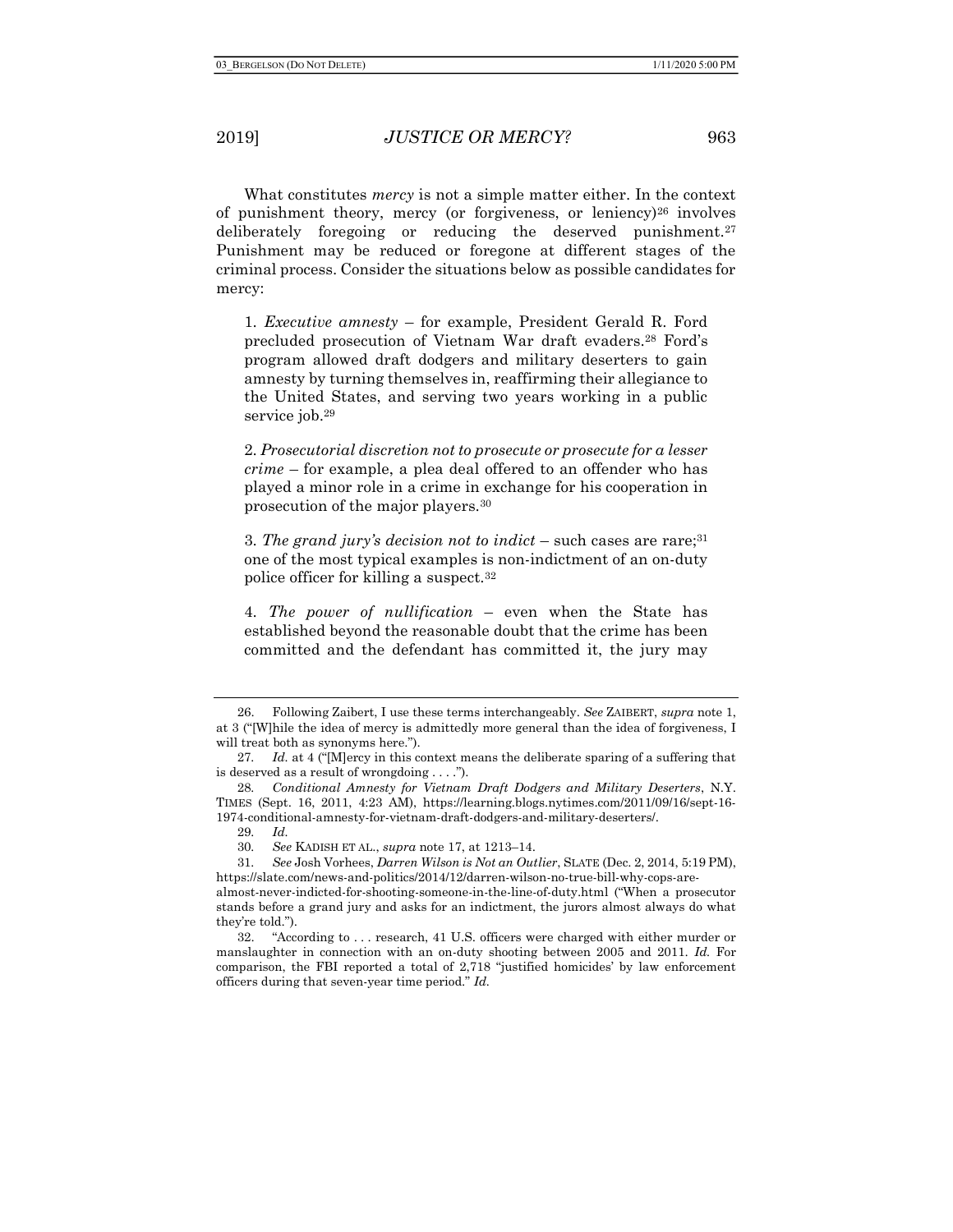What constitutes *mercy* is not a simple matter either. In the context of punishment theory, mercy (or forgiveness, or leniency)[26] involves deliberately foregoing or reducing the deserved punishment.[27] Punishment may be reduced or foregone at different stages of the criminal process. Consider the situations below as possible candidates for mercy:

1. *Executive amnesty* – for example, President Gerald R. Ford precluded prosecution of Vietnam War draft evaders.[28] Ford's program allowed draft dodgers and military deserters to gain amnesty by turning themselves in, reaffirming their allegiance to the United States, and serving two years working in a public service job.[29]

2. *Prosecutorial discretion not to prosecute or prosecute for a lesser crime* – for example, a plea deal offered to an offender who has played a minor role in a crime in exchange for his cooperation in prosecution of the major players.[30]

3. *The grand jury's decision not to indict* – such cases are rare;[31] one of the most typical examples is non-indictment of an on-duty police officer for killing a suspect.[32]

4. *The power of nullification* – even when the State has established beyond the reasonable doubt that the crime has been committed and the defendant has committed it, the jury may

---

26. Following Zaibert, I use these terms interchangeably. *See* ZAIBERT, *supra* note 1, at 3 ("[W]hile the idea of mercy is admittedly more general than the idea of forgiveness, I will treat both as synonyms here.").

27. *Id.* at 4 ("[M]ercy in this context means the deliberate sparing of a suffering that is deserved as a result of wrongdoing . . . .").

28. *Conditional Amnesty for Vietnam Draft Dodgers and Military Deserters*, N.Y. TIMES (Sept. 16, 2011, 4:23 AM), https://learning.blogs.nytimes.com/2011/09/16/sept-16-1974-conditional-amnesty-for-vietnam-draft-dodgers-and-military-deserters/.

29. *Id.*

30. *See* KADISH ET AL., *supra* note 17, at 1213–14.

31. *See* Josh Vorhees, *Darren Wilson is Not an Outlier*, SLATE (Dec. 2, 2014, 5:19 PM), https://slate.com/news-and-politics/2014/12/darren-wilson-no-true-bill-why-cops-are-almost-never-indicted-for-shooting-someone-in-the-line-of-duty.html ("When a prosecutor stands before a grand jury and asks for an indictment, the jurors almost always do what they're told.").

32. "According to . . . research, 41 U.S. officers were charged with either murder or manslaughter in connection with an on-duty shooting between 2005 and 2011. *Id.* For comparison, the FBI reported a total of 2,718 "justified homicides' by law enforcement officers during that seven-year time period." *Id.*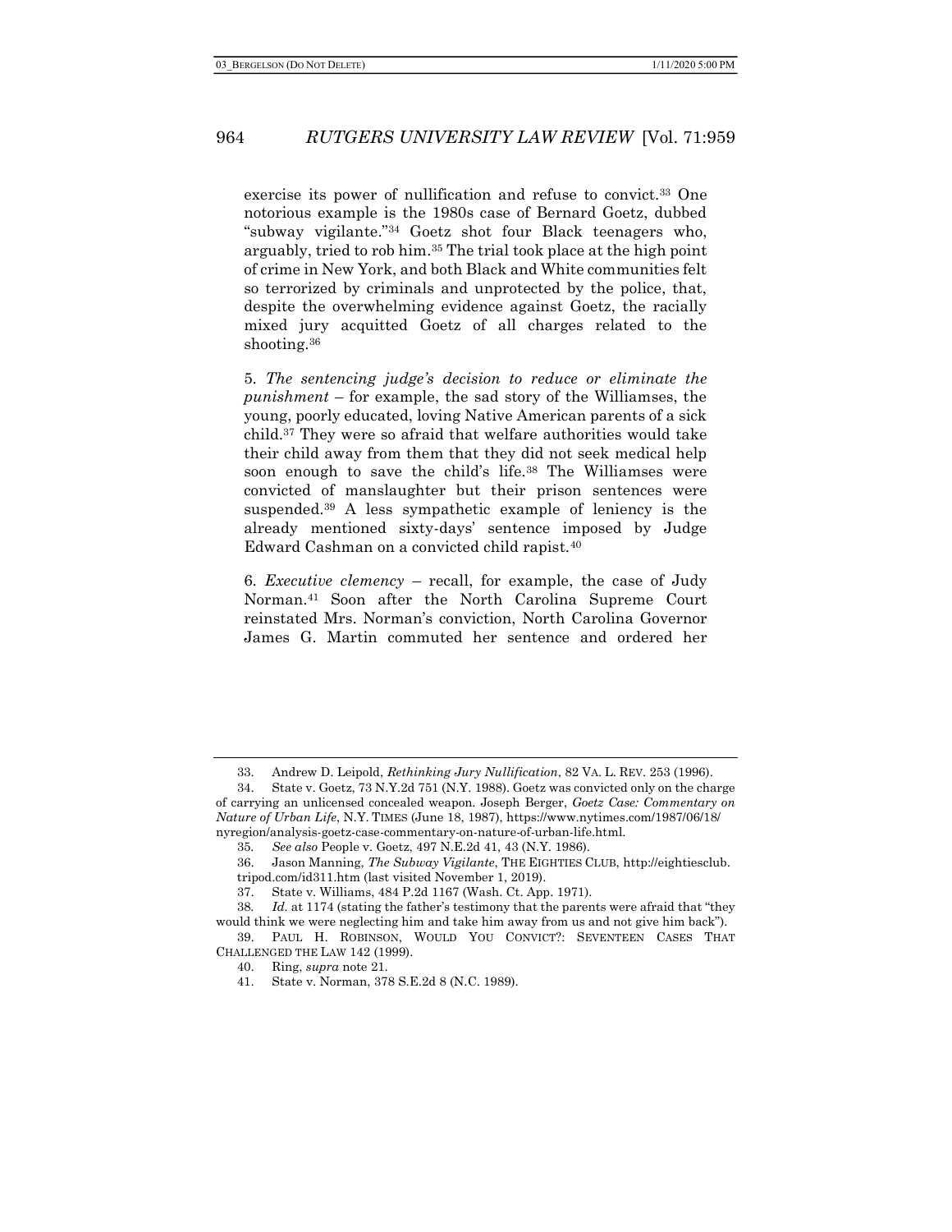exercise its power of nullification and refuse to convict.[33] One notorious example is the 1980s case of Bernard Goetz, dubbed "subway vigilante."[34] Goetz shot four Black teenagers who, arguably, tried to rob him.[35] The trial took place at the high point of crime in New York, and both Black and White communities felt so terrorized by criminals and unprotected by the police, that, despite the overwhelming evidence against Goetz, the racially mixed jury acquitted Goetz of all charges related to the shooting.[36]

5. *The sentencing judge's decision to reduce or eliminate the punishment* – for example, the sad story of the Williamses, the young, poorly educated, loving Native American parents of a sick child.[37] They were so afraid that welfare authorities would take their child away from them that they did not seek medical help soon enough to save the child's life.[38] The Williamses were convicted of manslaughter but their prison sentences were suspended.[39] A less sympathetic example of leniency is the already mentioned sixty-days' sentence imposed by Judge Edward Cashman on a convicted child rapist.[40]

6. *Executive clemency* – recall, for example, the case of Judy Norman.[41] Soon after the North Carolina Supreme Court reinstated Mrs. Norman's conviction, North Carolina Governor James G. Martin commuted her sentence and ordered her

---

33. Andrew D. Leipold, *Rethinking Jury Nullification*, 82 VA. L. REV. 253 (1996).

34. State v. Goetz, 73 N.Y.2d 751 (N.Y. 1988). Goetz was convicted only on the charge of carrying an unlicensed concealed weapon. Joseph Berger, *Goetz Case: Commentary on Nature of Urban Life*, N.Y. TIMES (June 18, 1987), https://www.nytimes.com/1987/06/18/nyregion/analysis-goetz-case-commentary-on-nature-of-urban-life.html.

35. *See also* People v. Goetz, 497 N.E.2d 41, 43 (N.Y. 1986).

36. Jason Manning, *The Subway Vigilante*, THE EIGHTIES CLUB, http://eightiesclub.tripod.com/id311.htm (last visited November 1, 2019).

37. State v. Williams, 484 P.2d 1167 (Wash. Ct. App. 1971).

38. *Id.* at 1174 (stating the father's testimony that the parents were afraid that "they would think we were neglecting him and take him away from us and not give him back").

39. PAUL H. ROBINSON, WOULD YOU CONVICT?: SEVENTEEN CASES THAT CHALLENGED THE LAW 142 (1999).

40. Ring, *supra* note 21.

41. State v. Norman, 378 S.E.2d 8 (N.C. 1989).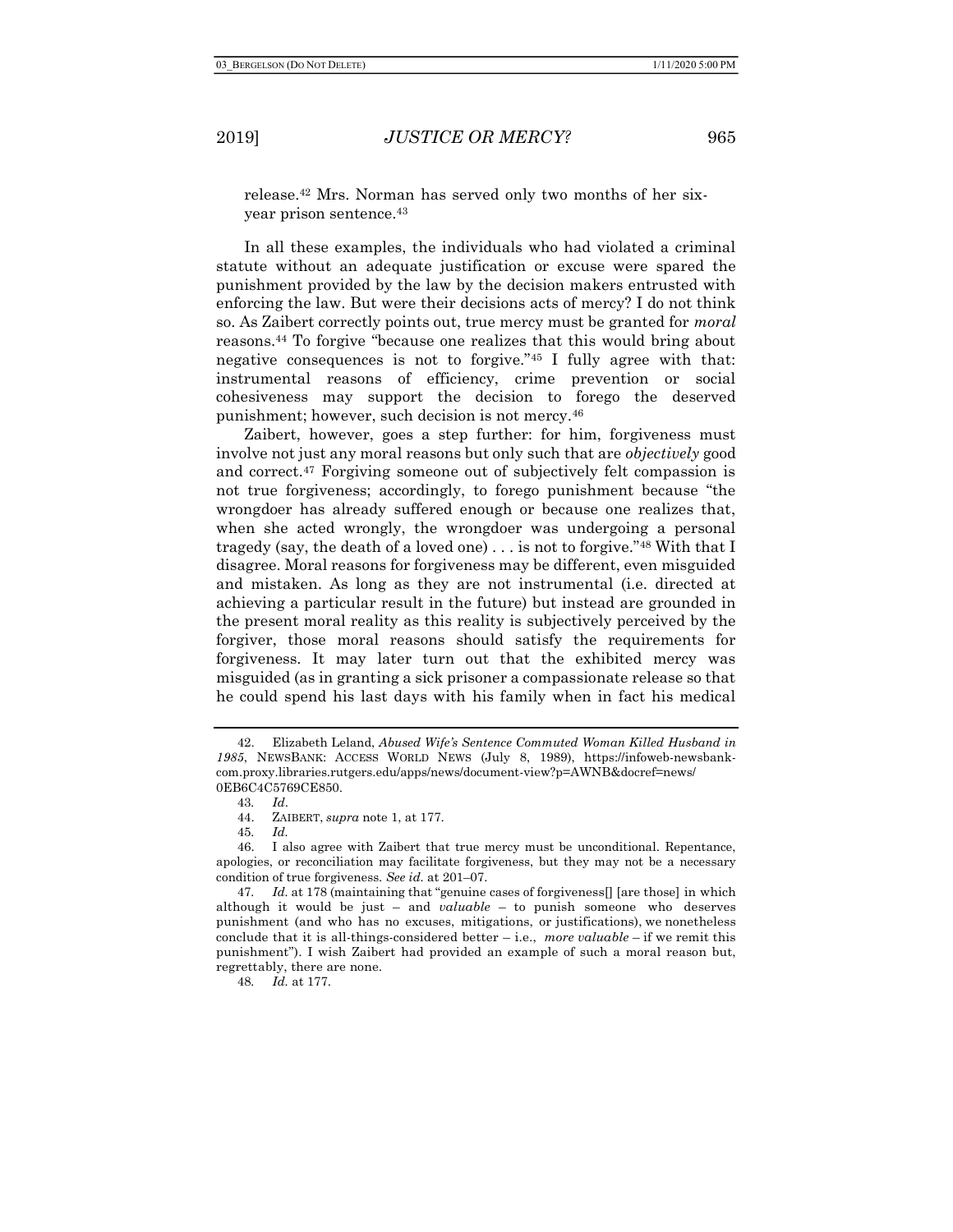release.[42] Mrs. Norman has served only two months of her six-year prison sentence.[43]

In all these examples, the individuals who had violated a criminal statute without an adequate justification or excuse were spared the punishment provided by the law by the decision makers entrusted with enforcing the law. But were their decisions acts of mercy? I do not think so. As Zaibert correctly points out, true mercy must be granted for *moral* reasons.[44] To forgive "because one realizes that this would bring about negative consequences is not to forgive."[45] I fully agree with that: instrumental reasons of efficiency, crime prevention or social cohesiveness may support the decision to forego the deserved punishment; however, such decision is not mercy.[46]

Zaibert, however, goes a step further: for him, forgiveness must involve not just any moral reasons but only such that are *objectively* good and correct.[47] Forgiving someone out of subjectively felt compassion is not true forgiveness; accordingly, to forego punishment because "the wrongdoer has already suffered enough or because one realizes that, when she acted wrongly, the wrongdoer was undergoing a personal tragedy (say, the death of a loved one) . . . is not to forgive."[48] With that I disagree. Moral reasons for forgiveness may be different, even misguided and mistaken. As long as they are not instrumental (i.e. directed at achieving a particular result in the future) but instead are grounded in the present moral reality as this reality is subjectively perceived by the forgiver, those moral reasons should satisfy the requirements for forgiveness. It may later turn out that the exhibited mercy was misguided (as in granting a sick prisoner a compassionate release so that he could spend his last days with his family when in fact his medical

---

42. Elizabeth Leland, *Abused Wife's Sentence Commuted Woman Killed Husband in 1985*, NEWSBANK: ACCESS WORLD NEWS (July 8, 1989), https://infoweb-newsbank-com.proxy.libraries.rutgers.edu/apps/news/document-view?p=AWNB&docref=news/0EB6C4C5769CE850.

43. *Id*.

44. ZAIBERT, *supra* note 1, at 177.

45. *Id.*

46. I also agree with Zaibert that true mercy must be unconditional. Repentance, apologies, or reconciliation may facilitate forgiveness, but they may not be a necessary condition of true forgiveness. *See id.* at 201–07.

47. *Id.* at 178 (maintaining that "genuine cases of forgiveness[] [are those] in which although it would be just – and *valuable* – to punish someone who deserves punishment (and who has no excuses, mitigations, or justifications), we nonetheless conclude that it is all-things-considered better – i.e., *more valuable* – if we remit this punishment"). I wish Zaibert had provided an example of such a moral reason but, regrettably, there are none.

48. *Id.* at 177.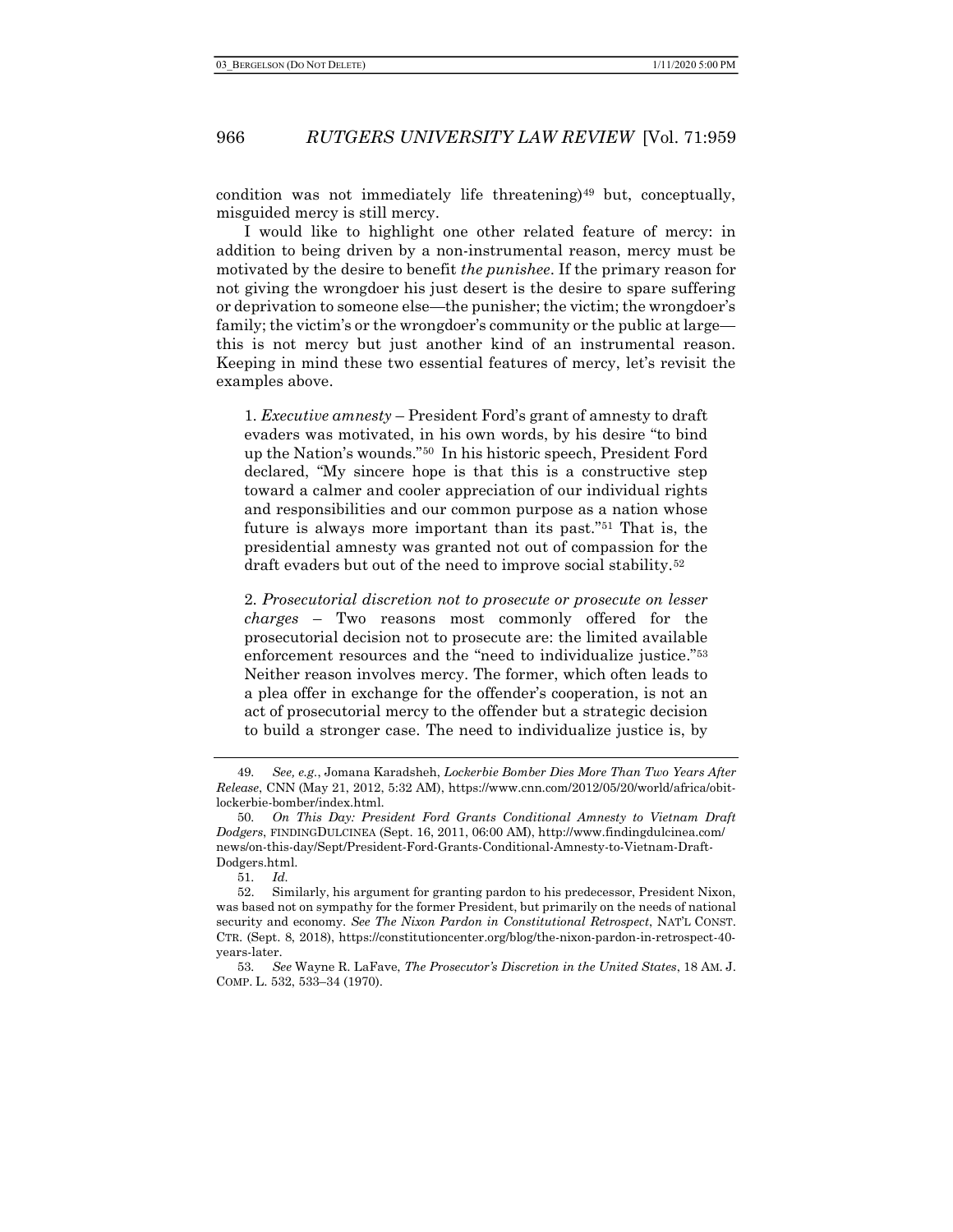condition was not immediately life threatening)[49] but, conceptually, misguided mercy is still mercy.

I would like to highlight one other related feature of mercy: in addition to being driven by a non-instrumental reason, mercy must be motivated by the desire to benefit *the punishee*. If the primary reason for not giving the wrongdoer his just desert is the desire to spare suffering or deprivation to someone else—the punisher; the victim; the wrongdoer's family; the victim's or the wrongdoer's community or the public at large—this is not mercy but just another kind of an instrumental reason. Keeping in mind these two essential features of mercy, let's revisit the examples above.

1. *Executive amnesty* – President Ford's grant of amnesty to draft evaders was motivated, in his own words, by his desire "to bind up the Nation's wounds."[50] In his historic speech, President Ford declared, "My sincere hope is that this is a constructive step toward a calmer and cooler appreciation of our individual rights and responsibilities and our common purpose as a nation whose future is always more important than its past."[51] That is, the presidential amnesty was granted not out of compassion for the draft evaders but out of the need to improve social stability.[52]

2. *Prosecutorial discretion not to prosecute or prosecute on lesser charges* – Two reasons most commonly offered for the prosecutorial decision not to prosecute are: the limited available enforcement resources and the "need to individualize justice."[53] Neither reason involves mercy. The former, which often leads to a plea offer in exchange for the offender's cooperation, is not an act of prosecutorial mercy to the offender but a strategic decision to build a stronger case. The need to individualize justice is, by

---

49. *See, e.g.*, Jomana Karadsheh, *Lockerbie Bomber Dies More Than Two Years After Release*, CNN (May 21, 2012, 5:32 AM), https://www.cnn.com/2012/05/20/world/africa/obit-lockerbie-bomber/index.html.

50. *On This Day: President Ford Grants Conditional Amnesty to Vietnam Draft Dodgers*, FINDINGDULCINEA (Sept. 16, 2011, 06:00 AM), http://www.findingdulcinea.com/news/on-this-day/Sept/President-Ford-Grants-Conditional-Amnesty-to-Vietnam-Draft-Dodgers.html.

51. *Id.*

52. Similarly, his argument for granting pardon to his predecessor, President Nixon, was based not on sympathy for the former President, but primarily on the needs of national security and economy. *See The Nixon Pardon in Constitutional Retrospect*, NAT'L CONST. CTR. (Sept. 8, 2018), https://constitutioncenter.org/blog/the-nixon-pardon-in-retrospect-40-years-later.

53. *See* Wayne R. LaFave, *The Prosecutor's Discretion in the United States*, 18 AM. J. COMP. L. 532, 533–34 (1970).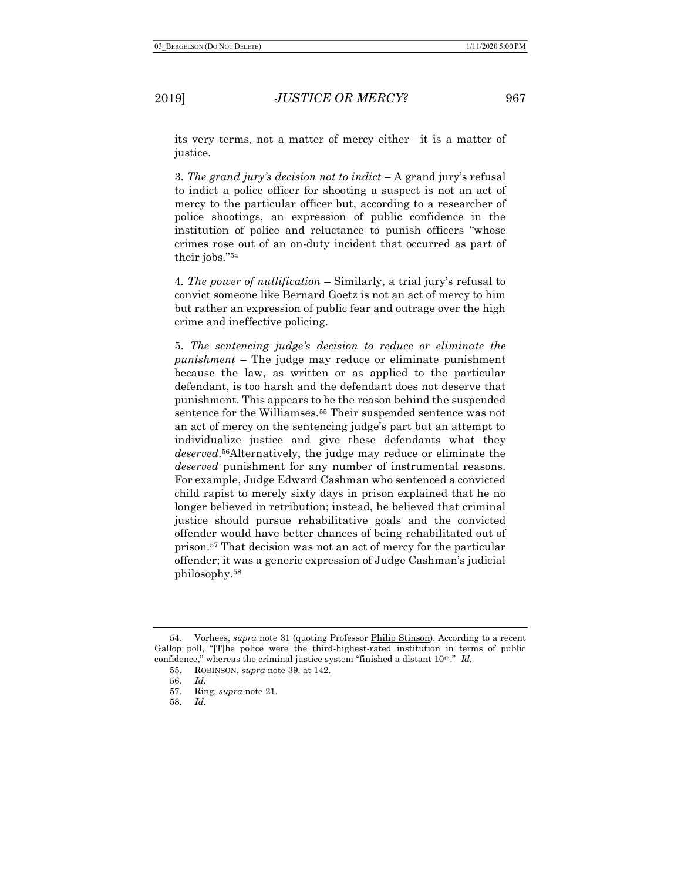its very terms, not a matter of mercy either—it is a matter of justice.

3. *The grand jury's decision not to indict* – A grand jury's refusal to indict a police officer for shooting a suspect is not an act of mercy to the particular officer but, according to a researcher of police shootings, an expression of public confidence in the institution of police and reluctance to punish officers "whose crimes rose out of an on-duty incident that occurred as part of their jobs."[54]

4. *The power of nullification* – Similarly, a trial jury's refusal to convict someone like Bernard Goetz is not an act of mercy to him but rather an expression of public fear and outrage over the high crime and ineffective policing.

5. *The sentencing judge's decision to reduce or eliminate the punishment* – The judge may reduce or eliminate punishment because the law, as written or as applied to the particular defendant, is too harsh and the defendant does not deserve that punishment. This appears to be the reason behind the suspended sentence for the Williamses.[55] Their suspended sentence was not an act of mercy on the sentencing judge's part but an attempt to individualize justice and give these defendants what they *deserved*.[56]Alternatively, the judge may reduce or eliminate the *deserved* punishment for any number of instrumental reasons. For example, Judge Edward Cashman who sentenced a convicted child rapist to merely sixty days in prison explained that he no longer believed in retribution; instead, he believed that criminal justice should pursue rehabilitative goals and the convicted offender would have better chances of being rehabilitated out of prison.[57] That decision was not an act of mercy for the particular offender; it was a generic expression of Judge Cashman's judicial philosophy.[58]

---

54. Vorhees, *supra* note 31 (quoting Professor Philip Stinson). According to a recent Gallop poll, "[T]he police were the third-highest-rated institution in terms of public confidence," whereas the criminal justice system "finished a distant 10th." *Id.*

55. ROBINSON, *supra* note 39, at 142.

56. *Id.*

57. Ring, *supra* note 21.

58. *Id*.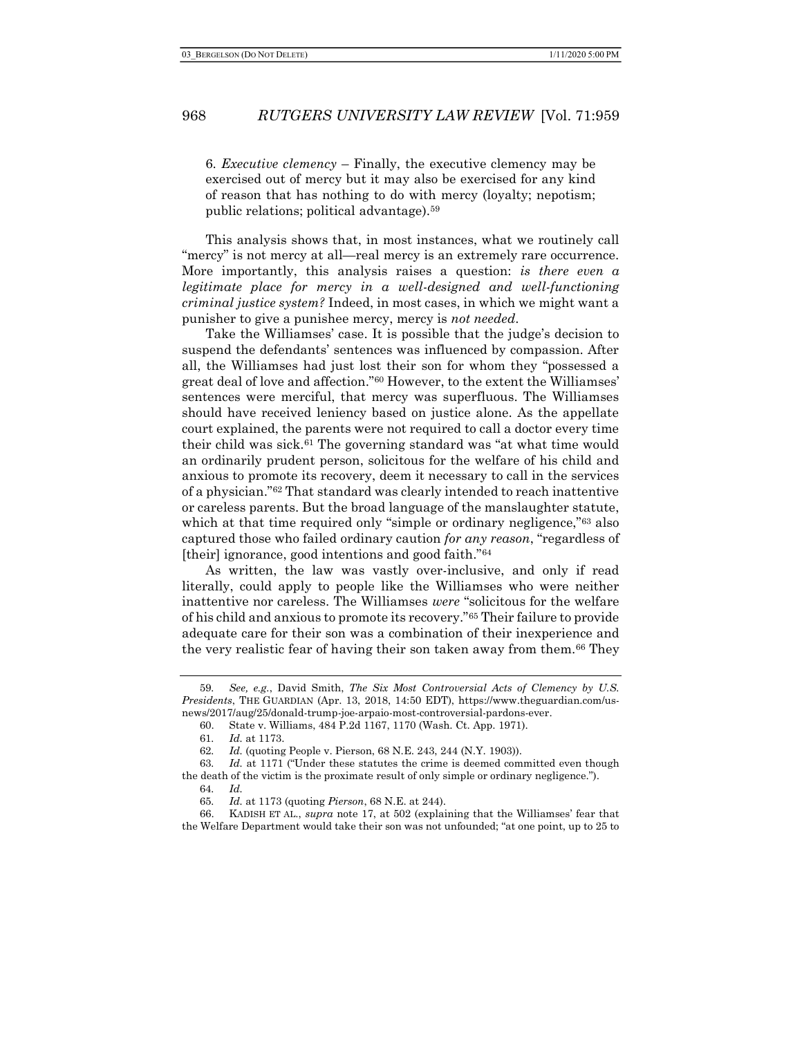6. *Executive clemency* – Finally, the executive clemency may be exercised out of mercy but it may also be exercised for any kind of reason that has nothing to do with mercy (loyalty; nepotism; public relations; political advantage).[59]

This analysis shows that, in most instances, what we routinely call "mercy" is not mercy at all—real mercy is an extremely rare occurrence. More importantly, this analysis raises a question: *is there even a legitimate place for mercy in a well-designed and well-functioning criminal justice system?* Indeed, in most cases, in which we might want a punisher to give a punishee mercy, mercy is *not needed*.

Take the Williamses' case. It is possible that the judge's decision to suspend the defendants' sentences was influenced by compassion. After all, the Williamses had just lost their son for whom they "possessed a great deal of love and affection."[60] However, to the extent the Williamses' sentences were merciful, that mercy was superfluous. The Williamses should have received leniency based on justice alone. As the appellate court explained, the parents were not required to call a doctor every time their child was sick.[61] The governing standard was "at what time would an ordinarily prudent person, solicitous for the welfare of his child and anxious to promote its recovery, deem it necessary to call in the services of a physician."[62] That standard was clearly intended to reach inattentive or careless parents. But the broad language of the manslaughter statute, which at that time required only "simple or ordinary negligence,"[63] also captured those who failed ordinary caution *for any reason*, "regardless of [their] ignorance, good intentions and good faith."[64]

As written, the law was vastly over-inclusive, and only if read literally, could apply to people like the Williamses who were neither inattentive nor careless. The Williamses *were* "solicitous for the welfare of his child and anxious to promote its recovery."[65] Their failure to provide adequate care for their son was a combination of their inexperience and the very realistic fear of having their son taken away from them.[66] They

---

59. *See, e.g.*, David Smith, *The Six Most Controversial Acts of Clemency by U.S. Presidents*, THE GUARDIAN (Apr. 13, 2018, 14:50 EDT), https://www.theguardian.com/us-news/2017/aug/25/donald-trump-joe-arpaio-most-controversial-pardons-ever.

60. State v. Williams, 484 P.2d 1167, 1170 (Wash. Ct. App. 1971).

61. *Id.* at 1173.

62. *Id.* (quoting People v. Pierson, 68 N.E. 243, 244 (N.Y. 1903)).

63. *Id.* at 1171 ("Under these statutes the crime is deemed committed even though the death of the victim is the proximate result of only simple or ordinary negligence.").

64. *Id.*

65. *Id.* at 1173 (quoting *Pierson*, 68 N.E. at 244).

66. KADISH ET AL., *supra* note 17, at 502 (explaining that the Williamses' fear that the Welfare Department would take their son was not unfounded; "at one point, up to 25 to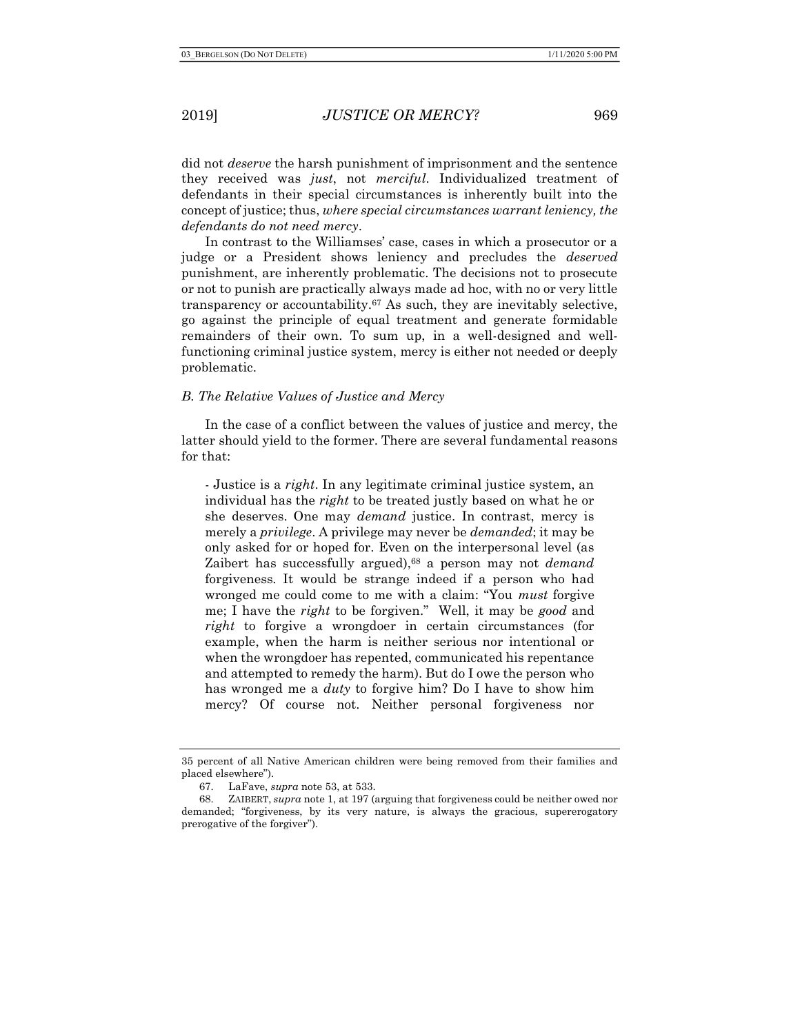did not *deserve* the harsh punishment of imprisonment and the sentence they received was *just*, not *merciful*. Individualized treatment of defendants in their special circumstances is inherently built into the concept of justice; thus, *where special circumstances warrant leniency, the defendants do not need mercy*.

In contrast to the Williamses' case, cases in which a prosecutor or a judge or a President shows leniency and precludes the *deserved* punishment, are inherently problematic. The decisions not to prosecute or not to punish are practically always made ad hoc, with no or very little transparency or accountability.[67] As such, they are inevitably selective, go against the principle of equal treatment and generate formidable remainders of their own. To sum up, in a well-designed and well-functioning criminal justice system, mercy is either not needed or deeply problematic.

### *B. The Relative Values of Justice and Mercy*

In the case of a conflict between the values of justice and mercy, the latter should yield to the former. There are several fundamental reasons for that:

> - Justice is a *right*. In any legitimate criminal justice system, an individual has the *right* to be treated justly based on what he or she deserves. One may *demand* justice. In contrast, mercy is merely a *privilege*. A privilege may never be *demanded*; it may be only asked for or hoped for. Even on the interpersonal level (as Zaibert has successfully argued),[68] a person may not *demand* forgiveness. It would be strange indeed if a person who had wronged me could come to me with a claim: "You *must* forgive me; I have the *right* to be forgiven." Well, it may be *good* and *right* to forgive a wrongdoer in certain circumstances (for example, when the harm is neither serious nor intentional or when the wrongdoer has repented, communicated his repentance and attempted to remedy the harm). But do I owe the person who has wronged me a *duty* to forgive him? Do I have to show him mercy? Of course not. Neither personal forgiveness nor

---

35 percent of all Native American children were being removed from their families and placed elsewhere").

67. LaFave, *supra* note 53, at 533.

68. ZAIBERT, *supra* note 1, at 197 (arguing that forgiveness could be neither owed nor demanded; "forgiveness, by its very nature, is always the gracious, supererogatory prerogative of the forgiver").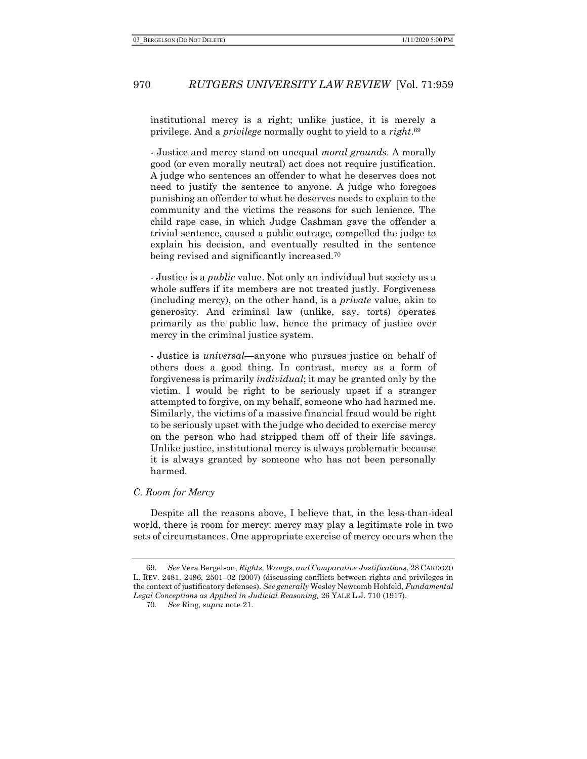institutional mercy is a right; unlike justice, it is merely a privilege. And a *privilege* normally ought to yield to a *right*.[69]

- Justice and mercy stand on unequal *moral grounds*. A morally good (or even morally neutral) act does not require justification. A judge who sentences an offender to what he deserves does not need to justify the sentence to anyone. A judge who foregoes punishing an offender to what he deserves needs to explain to the community and the victims the reasons for such lenience. The child rape case, in which Judge Cashman gave the offender a trivial sentence, caused a public outrage, compelled the judge to explain his decision, and eventually resulted in the sentence being revised and significantly increased.[70]

- Justice is a *public* value. Not only an individual but society as a whole suffers if its members are not treated justly. Forgiveness (including mercy), on the other hand, is a *private* value, akin to generosity. And criminal law (unlike, say, torts) operates primarily as the public law, hence the primacy of justice over mercy in the criminal justice system.

- Justice is *universal*—anyone who pursues justice on behalf of others does a good thing. In contrast, mercy as a form of forgiveness is primarily *individual*; it may be granted only by the victim. I would be right to be seriously upset if a stranger attempted to forgive, on my behalf, someone who had harmed me. Similarly, the victims of a massive financial fraud would be right to be seriously upset with the judge who decided to exercise mercy on the person who had stripped them off of their life savings. Unlike justice, institutional mercy is always problematic because it is always granted by someone who has not been personally harmed.

### *C. Room for Mercy*

Despite all the reasons above, I believe that, in the less-than-ideal world, there is room for mercy: mercy may play a legitimate role in two sets of circumstances. One appropriate exercise of mercy occurs when the

---

69. *See* Vera Bergelson, *Rights, Wrongs, and Comparative Justifications*, 28 CARDOZO L. REV. 2481, 2496, 2501–02 (2007) (discussing conflicts between rights and privileges in the context of justificatory defenses). *See generally* Wesley Newcomb Hohfeld, *Fundamental Legal Conceptions as Applied in Judicial Reasoning,* 26 YALE L.J. 710 (1917).

70. *See* Ring, *supra* note 21.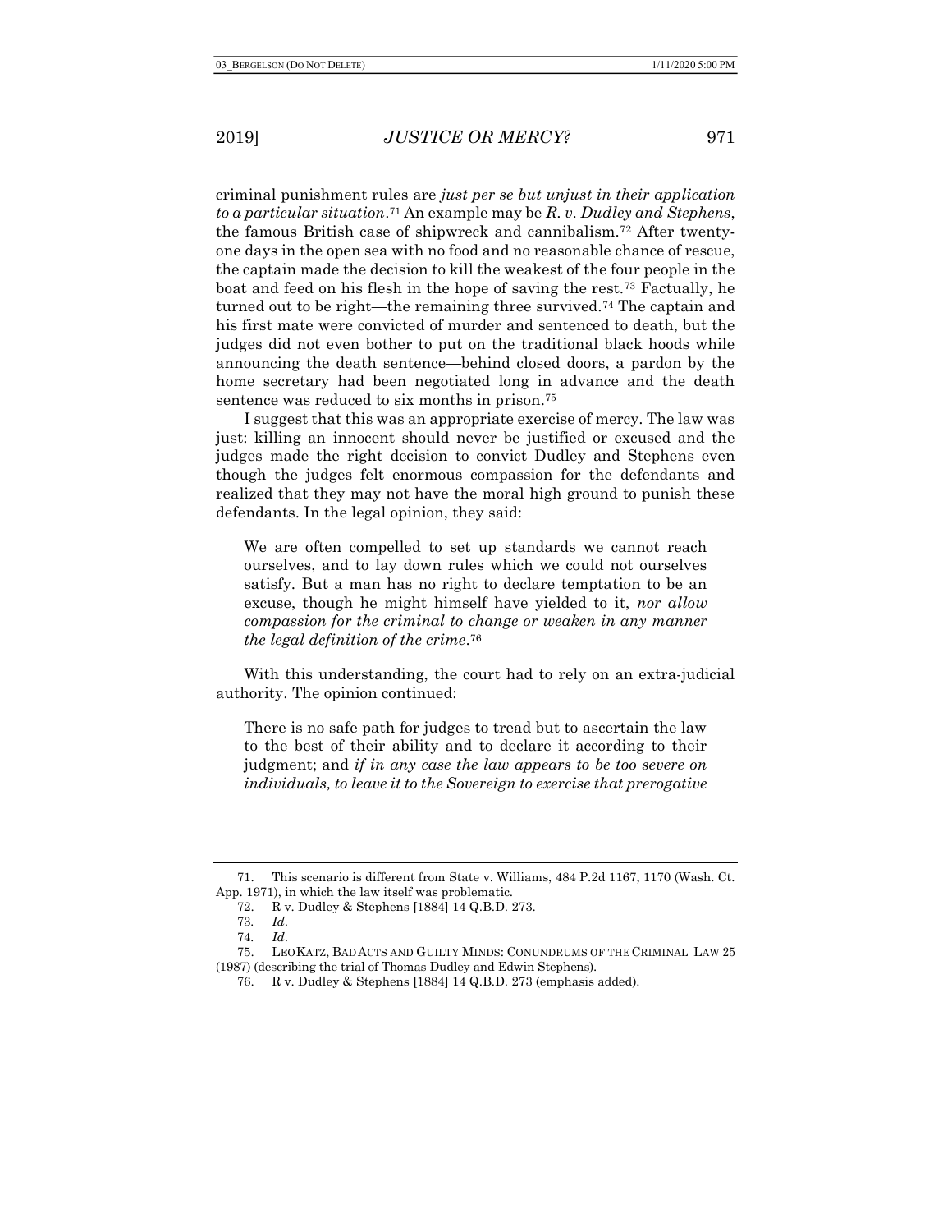criminal punishment rules are *just per se but unjust in their application to a particular situation*.[71] An example may be *R. v. Dudley and Stephens*, the famous British case of shipwreck and cannibalism.[72] After twenty-one days in the open sea with no food and no reasonable chance of rescue, the captain made the decision to kill the weakest of the four people in the boat and feed on his flesh in the hope of saving the rest.[73] Factually, he turned out to be right—the remaining three survived.[74] The captain and his first mate were convicted of murder and sentenced to death, but the judges did not even bother to put on the traditional black hoods while announcing the death sentence—behind closed doors, a pardon by the home secretary had been negotiated long in advance and the death sentence was reduced to six months in prison.[75]

I suggest that this was an appropriate exercise of mercy. The law was just: killing an innocent should never be justified or excused and the judges made the right decision to convict Dudley and Stephens even though the judges felt enormous compassion for the defendants and realized that they may not have the moral high ground to punish these defendants. In the legal opinion, they said:

> We are often compelled to set up standards we cannot reach ourselves, and to lay down rules which we could not ourselves satisfy. But a man has no right to declare temptation to be an excuse, though he might himself have yielded to it, *nor allow compassion for the criminal to change or weaken in any manner the legal definition of the crime*.[76]

With this understanding, the court had to rely on an extra-judicial authority. The opinion continued:

> There is no safe path for judges to tread but to ascertain the law to the best of their ability and to declare it according to their judgment; and *if in any case the law appears to be too severe on individuals, to leave it to the Sovereign to exercise that prerogative*

---

71. This scenario is different from State v. Williams, 484 P.2d 1167, 1170 (Wash. Ct. App. 1971), in which the law itself was problematic.

72. R v. Dudley & Stephens [1884] 14 Q.B.D. 273.

73. *Id*.

74. *Id*.

75. LEO KATZ, BAD ACTS AND GUILTY MINDS: CONUNDRUMS OF THE CRIMINAL LAW 25 (1987) (describing the trial of Thomas Dudley and Edwin Stephens).

76. R v. Dudley & Stephens [1884] 14 Q.B.D. 273 (emphasis added).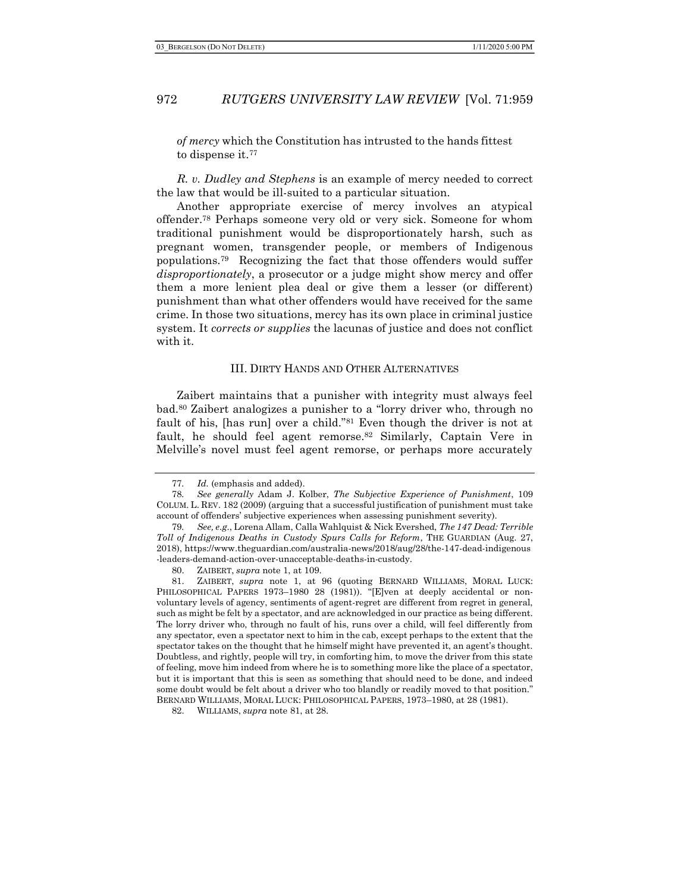*of mercy* which the Constitution has intrusted to the hands fittest to dispense it.[77]

*R. v. Dudley and Stephens* is an example of mercy needed to correct the law that would be ill-suited to a particular situation.

Another appropriate exercise of mercy involves an atypical offender.[78] Perhaps someone very old or very sick. Someone for whom traditional punishment would be disproportionately harsh, such as pregnant women, transgender people, or members of Indigenous populations.[79] Recognizing the fact that those offenders would suffer *disproportionately*, a prosecutor or a judge might show mercy and offer them a more lenient plea deal or give them a lesser (or different) punishment than what other offenders would have received for the same crime. In those two situations, mercy has its own place in criminal justice system. It *corrects or supplies* the lacunas of justice and does not conflict with it.

## III. DIRTY HANDS AND OTHER ALTERNATIVES

Zaibert maintains that a punisher with integrity must always feel bad.[80] Zaibert analogizes a punisher to a "lorry driver who, through no fault of his, [has run] over a child."[81] Even though the driver is not at fault, he should feel agent remorse.[82] Similarly, Captain Vere in Melville's novel must feel agent remorse, or perhaps more accurately

---

77. *Id.* (emphasis and added).

78. *See generally* Adam J. Kolber, *The Subjective Experience of Punishment*, 109 COLUM. L. REV. 182 (2009) (arguing that a successful justification of punishment must take account of offenders' subjective experiences when assessing punishment severity).

79. *See, e.g.*, Lorena Allam, Calla Wahlquist & Nick Evershed, *The 147 Dead: Terrible Toll of Indigenous Deaths in Custody Spurs Calls for Reform*, THE GUARDIAN (Aug. 27, 2018), https://www.theguardian.com/australia-news/2018/aug/28/the-147-dead-indigenous-leaders-demand-action-over-unacceptable-deaths-in-custody.

80. ZAIBERT, *supra* note 1, at 109.

81. ZAIBERT, *supra* note 1, at 96 (quoting BERNARD WILLIAMS, MORAL LUCK: PHILOSOPHICAL PAPERS 1973–1980 28 (1981)). "[E]ven at deeply accidental or non-voluntary levels of agency, sentiments of agent-regret are different from regret in general, such as might be felt by a spectator, and are acknowledged in our practice as being different. The lorry driver who, through no fault of his, runs over a child, will feel differently from any spectator, even a spectator next to him in the cab, except perhaps to the extent that the spectator takes on the thought that he himself might have prevented it, an agent's thought. Doubtless, and rightly, people will try, in comforting him, to move the driver from this state of feeling, move him indeed from where he is to something more like the place of a spectator, but it is important that this is seen as something that should need to be done, and indeed some doubt would be felt about a driver who too blandly or readily moved to that position." BERNARD WILLIAMS, MORAL LUCK: PHILOSOPHICAL PAPERS, 1973–1980, at 28 (1981).

82. WILLIAMS, *supra* note 81, at 28.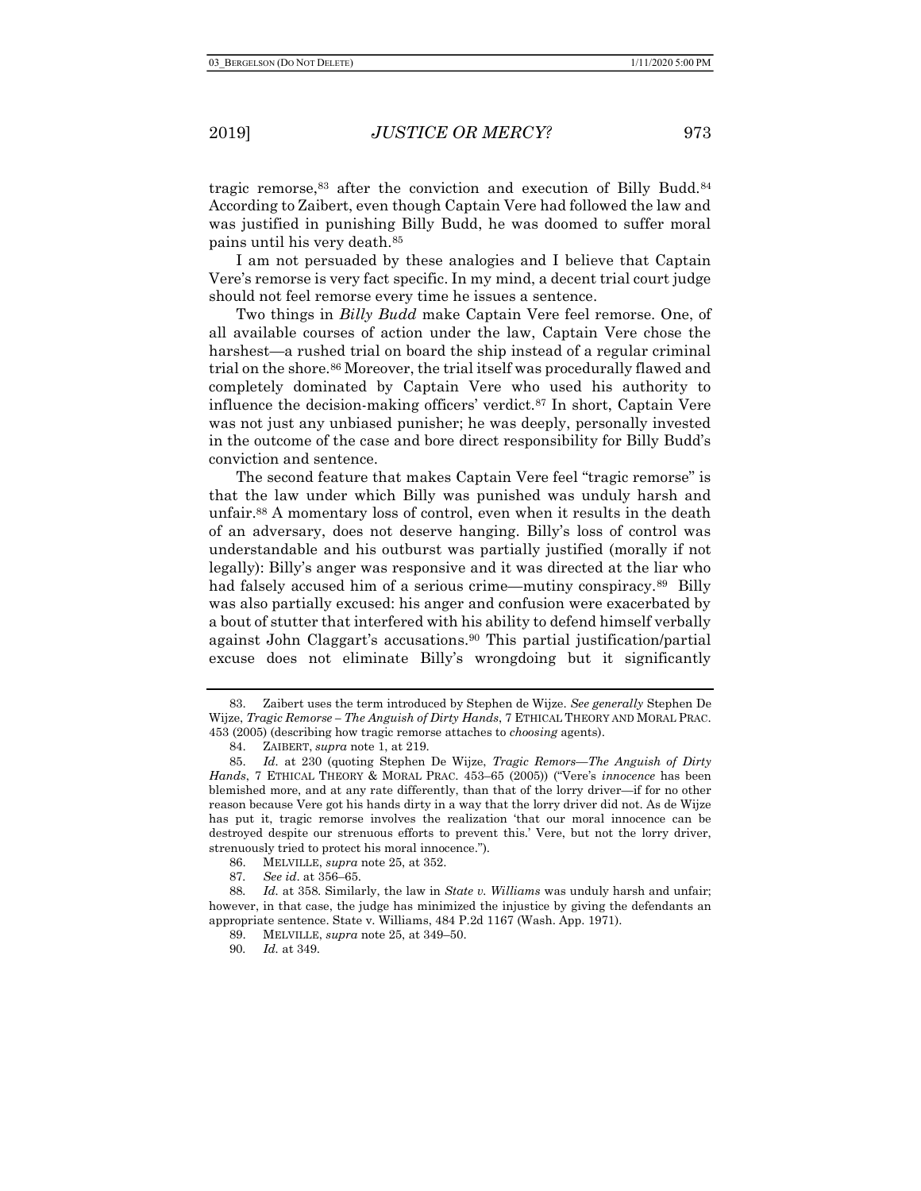tragic remorse,[83] after the conviction and execution of Billy Budd.[84] According to Zaibert, even though Captain Vere had followed the law and was justified in punishing Billy Budd, he was doomed to suffer moral pains until his very death.[85]

I am not persuaded by these analogies and I believe that Captain Vere's remorse is very fact specific. In my mind, a decent trial court judge should not feel remorse every time he issues a sentence.

Two things in *Billy Budd* make Captain Vere feel remorse. One, of all available courses of action under the law, Captain Vere chose the harshest—a rushed trial on board the ship instead of a regular criminal trial on the shore.[86] Moreover, the trial itself was procedurally flawed and completely dominated by Captain Vere who used his authority to influence the decision-making officers' verdict.[87] In short, Captain Vere was not just any unbiased punisher; he was deeply, personally invested in the outcome of the case and bore direct responsibility for Billy Budd's conviction and sentence.

The second feature that makes Captain Vere feel "tragic remorse" is that the law under which Billy was punished was unduly harsh and unfair.[88] A momentary loss of control, even when it results in the death of an adversary, does not deserve hanging. Billy's loss of control was understandable and his outburst was partially justified (morally if not legally): Billy's anger was responsive and it was directed at the liar who had falsely accused him of a serious crime—mutiny conspiracy.[89] Billy was also partially excused: his anger and confusion were exacerbated by a bout of stutter that interfered with his ability to defend himself verbally against John Claggart's accusations.[90] This partial justification/partial excuse does not eliminate Billy's wrongdoing but it significantly

---

83. Zaibert uses the term introduced by Stephen de Wijze. *See generally* Stephen De Wijze, *Tragic Remorse – The Anguish of Dirty Hands*, 7 ETHICAL THEORY AND MORAL PRAC. 453 (2005) (describing how tragic remorse attaches to *choosing* agents).

84. ZAIBERT, *supra* note 1, at 219.

85. *Id.* at 230 (quoting Stephen De Wijze, *Tragic Remors—The Anguish of Dirty Hands*, 7 ETHICAL THEORY & MORAL PRAC. 453–65 (2005)) ("Vere's *innocence* has been blemished more, and at any rate differently, than that of the lorry driver—if for no other reason because Vere got his hands dirty in a way that the lorry driver did not. As de Wijze has put it, tragic remorse involves the realization 'that our moral innocence can be destroyed despite our strenuous efforts to prevent this.' Vere, but not the lorry driver, strenuously tried to protect his moral innocence.").

86. MELVILLE, *supra* note 25, at 352.

87. *See id.* at 356–65.

88. *Id.* at 358. Similarly, the law in *State v. Williams* was unduly harsh and unfair; however, in that case, the judge has minimized the injustice by giving the defendants an appropriate sentence. State v. Williams, 484 P.2d 1167 (Wash. App. 1971).

89. MELVILLE, *supra* note 25, at 349–50.

90. *Id.* at 349.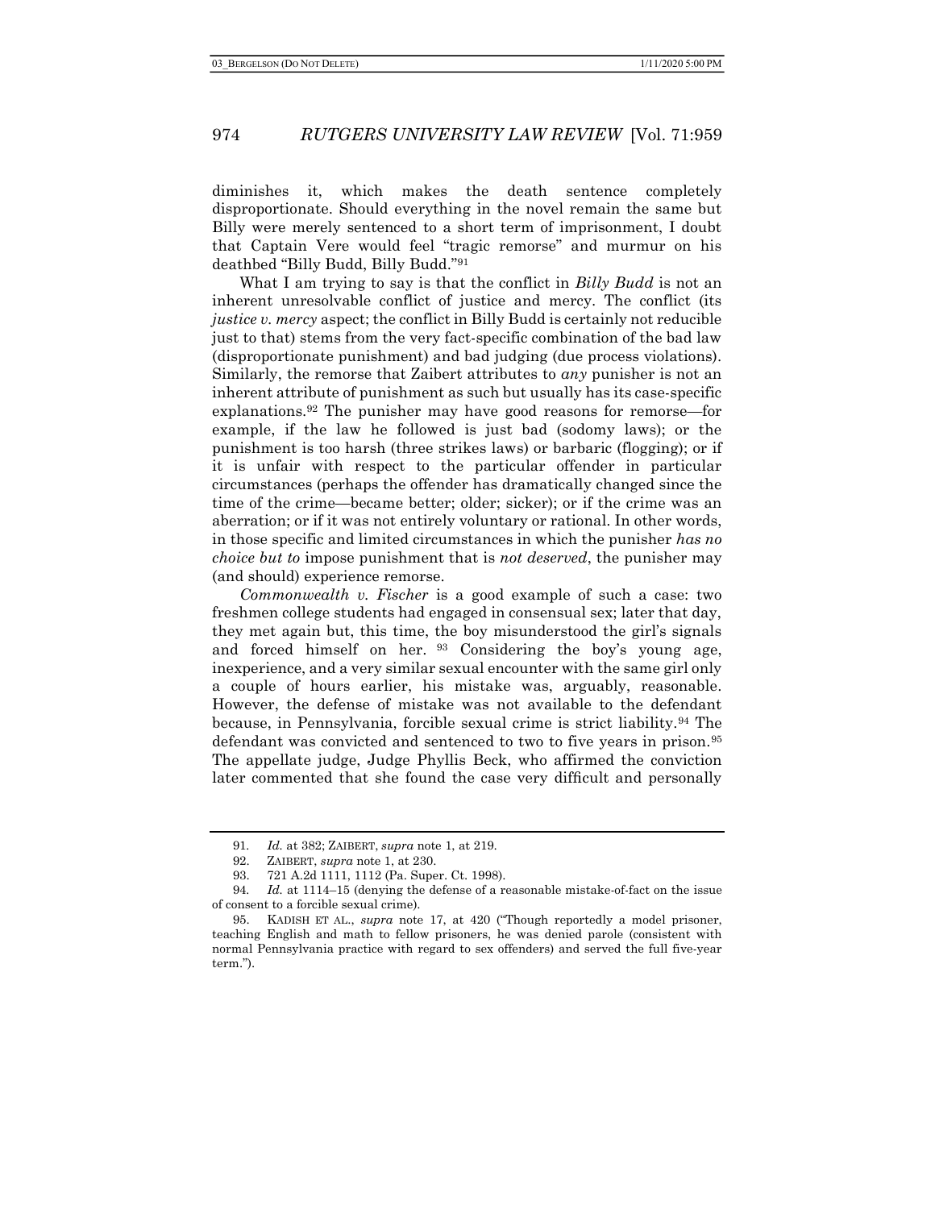diminishes it, which makes the death sentence completely disproportionate. Should everything in the novel remain the same but Billy were merely sentenced to a short term of imprisonment, I doubt that Captain Vere would feel "tragic remorse" and murmur on his deathbed "Billy Budd, Billy Budd."[91]

What I am trying to say is that the conflict in *Billy Budd* is not an inherent unresolvable conflict of justice and mercy. The conflict (its *justice v. mercy* aspect; the conflict in Billy Budd is certainly not reducible just to that) stems from the very fact-specific combination of the bad law (disproportionate punishment) and bad judging (due process violations). Similarly, the remorse that Zaibert attributes to *any* punisher is not an inherent attribute of punishment as such but usually has its case-specific explanations.[92] The punisher may have good reasons for remorse—for example, if the law he followed is just bad (sodomy laws); or the punishment is too harsh (three strikes laws) or barbaric (flogging); or if it is unfair with respect to the particular offender in particular circumstances (perhaps the offender has dramatically changed since the time of the crime—became better; older; sicker); or if the crime was an aberration; or if it was not entirely voluntary or rational. In other words, in those specific and limited circumstances in which the punisher *has no choice but to* impose punishment that is *not deserved*, the punisher may (and should) experience remorse.

*Commonwealth v. Fischer* is a good example of such a case: two freshmen college students had engaged in consensual sex; later that day, they met again but, this time, the boy misunderstood the girl's signals and forced himself on her.[93] Considering the boy's young age, inexperience, and a very similar sexual encounter with the same girl only a couple of hours earlier, his mistake was, arguably, reasonable. However, the defense of mistake was not available to the defendant because, in Pennsylvania, forcible sexual crime is strict liability.[94] The defendant was convicted and sentenced to two to five years in prison.[95] The appellate judge, Judge Phyllis Beck, who affirmed the conviction later commented that she found the case very difficult and personally

---

91. *Id.* at 382; ZAIBERT, *supra* note 1, at 219.

92. ZAIBERT, *supra* note 1, at 230.

93. 721 A.2d 1111, 1112 (Pa. Super. Ct. 1998).

94. *Id.* at 1114–15 (denying the defense of a reasonable mistake-of-fact on the issue of consent to a forcible sexual crime).

95. KADISH ET AL., *supra* note 17, at 420 ("Though reportedly a model prisoner, teaching English and math to fellow prisoners, he was denied parole (consistent with normal Pennsylvania practice with regard to sex offenders) and served the full five-year term.").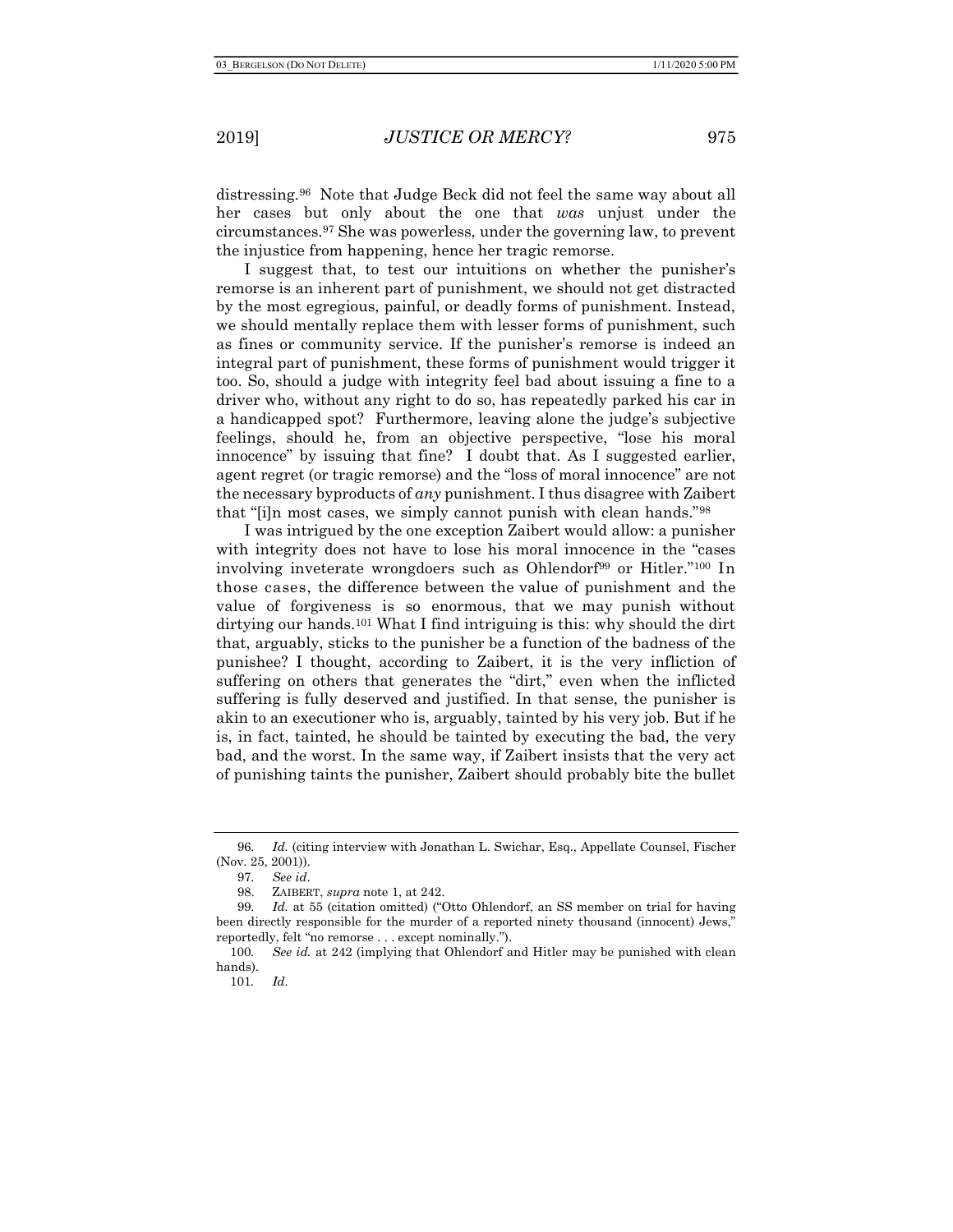distressing.[96] Note that Judge Beck did not feel the same way about all her cases but only about the one that *was* unjust under the circumstances.[97] She was powerless, under the governing law, to prevent the injustice from happening, hence her tragic remorse.

I suggest that, to test our intuitions on whether the punisher's remorse is an inherent part of punishment, we should not get distracted by the most egregious, painful, or deadly forms of punishment. Instead, we should mentally replace them with lesser forms of punishment, such as fines or community service. If the punisher's remorse is indeed an integral part of punishment, these forms of punishment would trigger it too. So, should a judge with integrity feel bad about issuing a fine to a driver who, without any right to do so, has repeatedly parked his car in a handicapped spot? Furthermore, leaving alone the judge's subjective feelings, should he, from an objective perspective, "lose his moral innocence" by issuing that fine? I doubt that. As I suggested earlier, agent regret (or tragic remorse) and the "loss of moral innocence" are not the necessary byproducts of *any* punishment. I thus disagree with Zaibert that "[i]n most cases, we simply cannot punish with clean hands."[98]

I was intrigued by the one exception Zaibert would allow: a punisher with integrity does not have to lose his moral innocence in the "cases involving inveterate wrongdoers such as Ohlendorf[99] or Hitler."[100] In those cases, the difference between the value of punishment and the value of forgiveness is so enormous, that we may punish without dirtying our hands.[101] What I find intriguing is this: why should the dirt that, arguably, sticks to the punisher be a function of the badness of the punishee? I thought, according to Zaibert, it is the very infliction of suffering on others that generates the "dirt," even when the inflicted suffering is fully deserved and justified. In that sense, the punisher is akin to an executioner who is, arguably, tainted by his very job. But if he is, in fact, tainted, he should be tainted by executing the bad, the very bad, and the worst. In the same way, if Zaibert insists that the very act of punishing taints the punisher, Zaibert should probably bite the bullet

---

96. *Id.* (citing interview with Jonathan L. Swichar, Esq., Appellate Counsel, Fischer (Nov. 25, 2001)).

97. *See id*.

98. ZAIBERT, *supra* note 1, at 242.

99. *Id.* at 55 (citation omitted) ("Otto Ohlendorf, an SS member on trial for having been directly responsible for the murder of a reported ninety thousand (innocent) Jews," reportedly, felt "no remorse . . . except nominally.").

100. *See id.* at 242 (implying that Ohlendorf and Hitler may be punished with clean hands).

101. *Id*.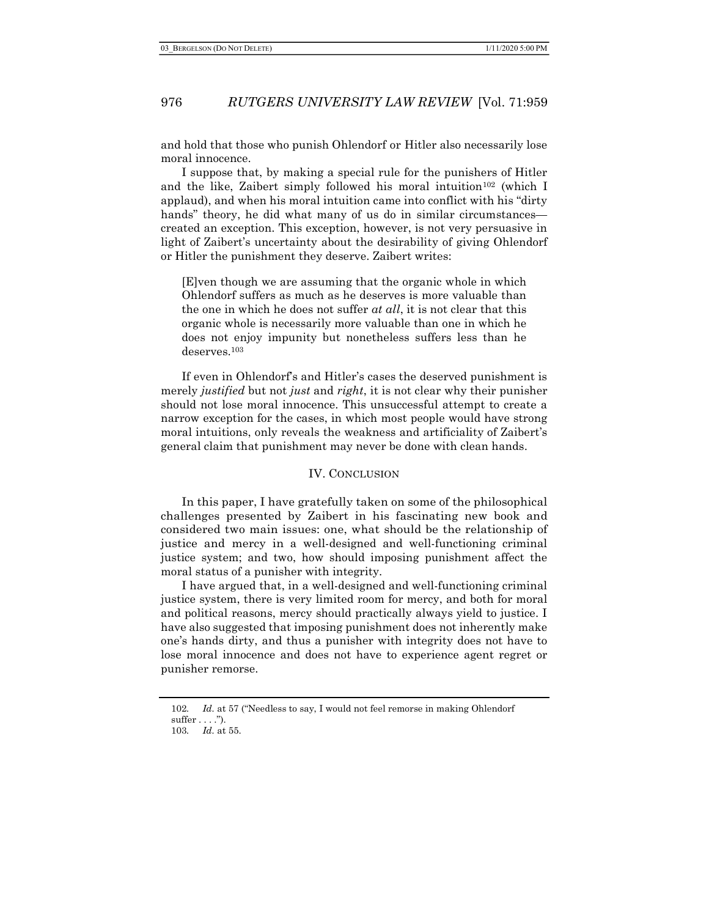and hold that those who punish Ohlendorf or Hitler also necessarily lose moral innocence.

I suppose that, by making a special rule for the punishers of Hitler and the like, Zaibert simply followed his moral intuition[102] (which I applaud), and when his moral intuition came into conflict with his "dirty hands" theory, he did what many of us do in similar circumstances—created an exception. This exception, however, is not very persuasive in light of Zaibert's uncertainty about the desirability of giving Ohlendorf or Hitler the punishment they deserve. Zaibert writes:

> [E]ven though we are assuming that the organic whole in which Ohlendorf suffers as much as he deserves is more valuable than the one in which he does not suffer *at all*, it is not clear that this organic whole is necessarily more valuable than one in which he does not enjoy impunity but nonetheless suffers less than he deserves.[103]

If even in Ohlendorf's and Hitler's cases the deserved punishment is merely *justified* but not *just* and *right*, it is not clear why their punisher should not lose moral innocence. This unsuccessful attempt to create a narrow exception for the cases, in which most people would have strong moral intuitions, only reveals the weakness and artificiality of Zaibert's general claim that punishment may never be done with clean hands.

## IV. CONCLUSION

In this paper, I have gratefully taken on some of the philosophical challenges presented by Zaibert in his fascinating new book and considered two main issues: one, what should be the relationship of justice and mercy in a well-designed and well-functioning criminal justice system; and two, how should imposing punishment affect the moral status of a punisher with integrity.

I have argued that, in a well-designed and well-functioning criminal justice system, there is very limited room for mercy, and both for moral and political reasons, mercy should practically always yield to justice. I have also suggested that imposing punishment does not inherently make one's hands dirty, and thus a punisher with integrity does not have to lose moral innocence and does not have to experience agent regret or punisher remorse.

---

102. *Id.* at 57 ("Needless to say, I would not feel remorse in making Ohlendorf suffer . . . .").

103. *Id.* at 55.